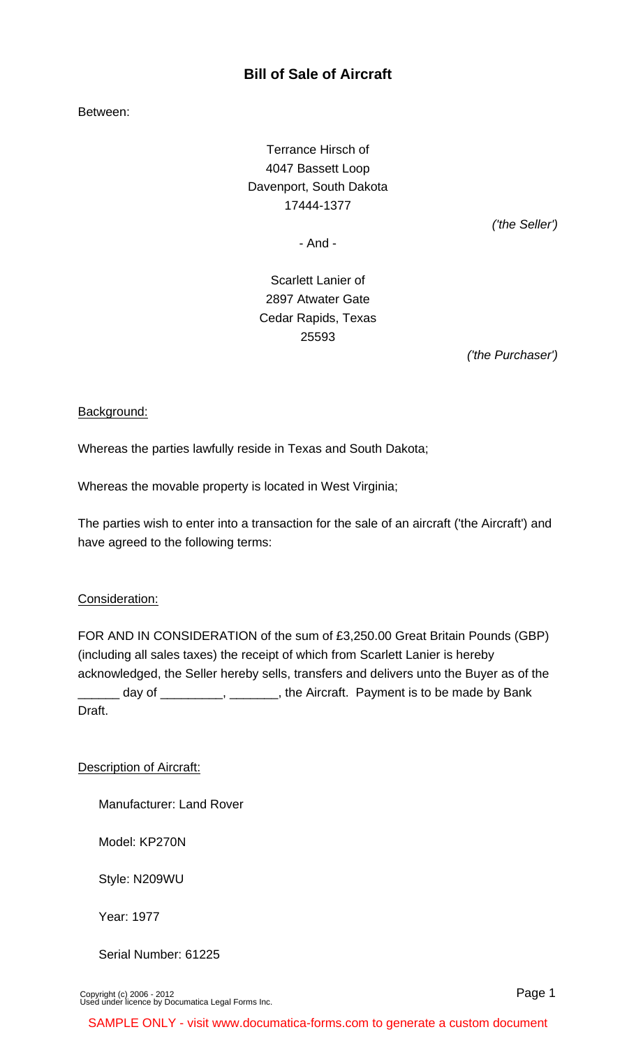# Bill of Sale of Aircraft

Between:

Terrance Hirsch of
4047 Bassett Loop
Davenport, South Dakota
17444-1377

*('the Seller')*

\- And -

Scarlett Lanier of
2897 Atwater Gate
Cedar Rapids, Texas
25593

*('the Purchaser')*

Background:

Whereas the parties lawfully reside in Texas and South Dakota;

Whereas the movable property is located in West Virginia;

The parties wish to enter into a transaction for the sale of an aircraft ('the Aircraft') and have agreed to the following terms:

Consideration:

FOR AND IN CONSIDERATION of the sum of £3,250.00 Great Britain Pounds (GBP) (including all sales taxes) the receipt of which from Scarlett Lanier is hereby acknowledged, the Seller hereby sells, transfers and delivers unto the Buyer as of the ______ day of _________, _______, the Aircraft. Payment is to be made by Bank Draft.

Description of Aircraft:

Manufacturer: Land Rover

Model: KP270N

Style: N209WU

Year: 1977

Serial Number: 61225

Copyright (c) 2006 - 2012
Used under licence by Documatica Legal Forms Inc.

SAMPLE ONLY - visit www.documatica-forms.com to generate a custom document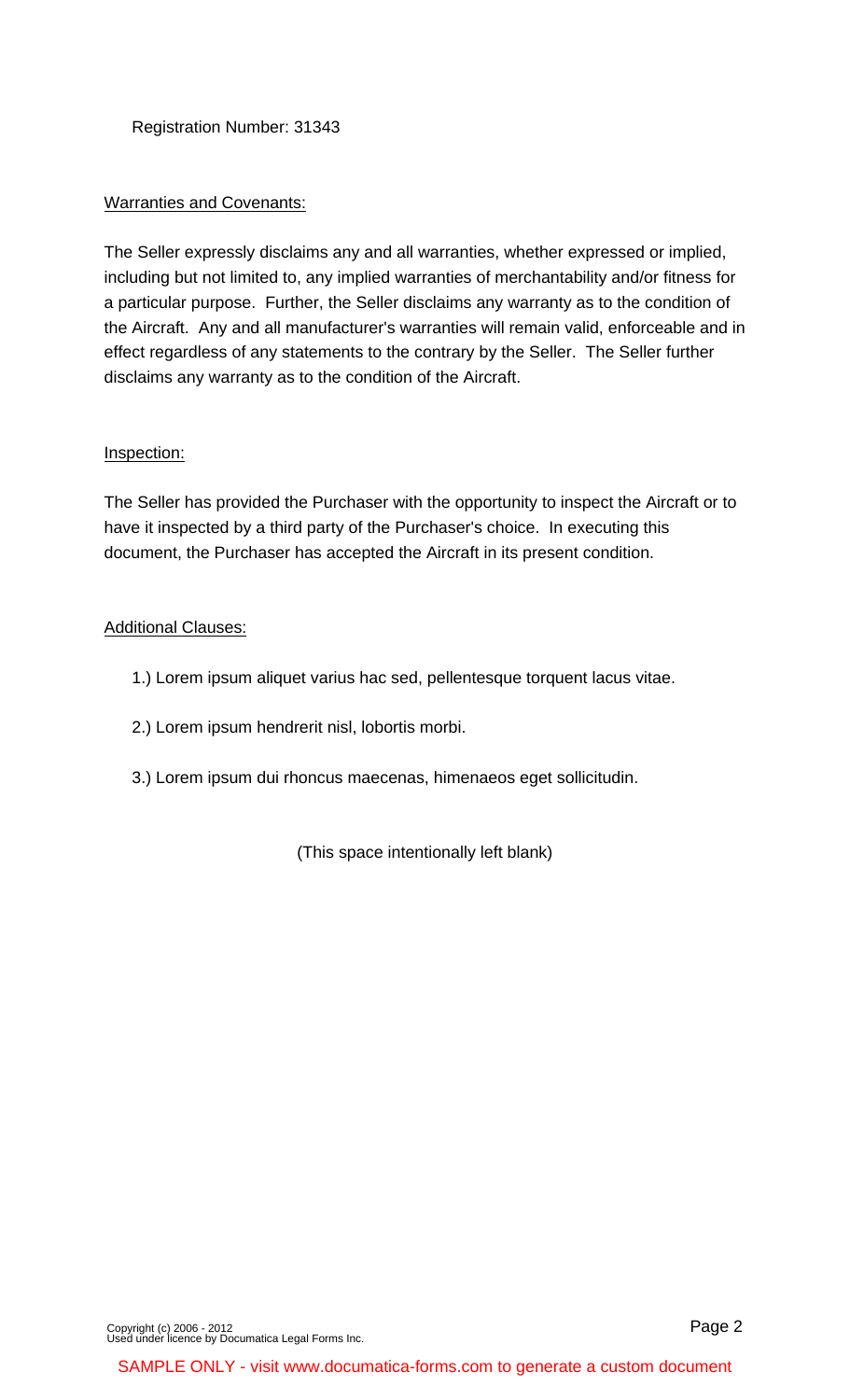Registration Number: 31343

Warranties and Covenants:

The Seller expressly disclaims any and all warranties, whether expressed or implied, including but not limited to, any implied warranties of merchantability and/or fitness for a particular purpose. Further, the Seller disclaims any warranty as to the condition of the Aircraft. Any and all manufacturer's warranties will remain valid, enforceable and in effect regardless of any statements to the contrary by the Seller. The Seller further disclaims any warranty as to the condition of the Aircraft.

Inspection:

The Seller has provided the Purchaser with the opportunity to inspect the Aircraft or to have it inspected by a third party of the Purchaser's choice. In executing this document, the Purchaser has accepted the Aircraft in its present condition.

Additional Clauses:

1.) Lorem ipsum aliquet varius hac sed, pellentesque torquent lacus vitae.

2.) Lorem ipsum hendrerit nisl, lobortis morbi.

3.) Lorem ipsum dui rhoncus maecenas, himenaeos eget sollicitudin.

(This space intentionally left blank)

Copyright (c) 2006 - 2012
Used under licence by Documatica Legal Forms Inc.

SAMPLE ONLY - visit www.documatica-forms.com to generate a custom document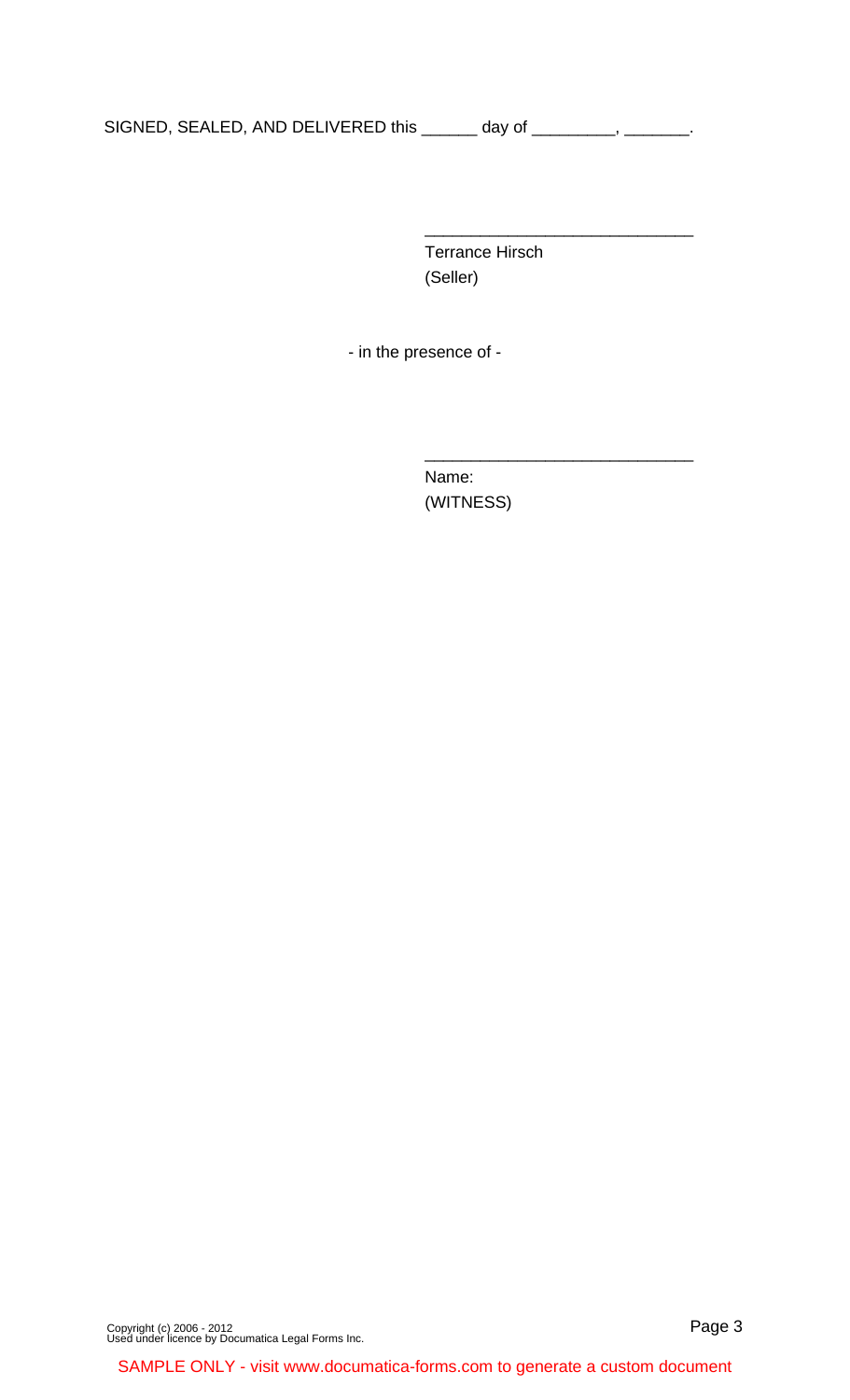SIGNED, SEALED, AND DELIVERED this ______ day of _________, _______.

_____________________________

Terrance Hirsch

(Seller)

- in the presence of -

_____________________________

Name:

(WITNESS)

Copyright (c) 2006 - 2012
Used under licence by Documatica Legal Forms Inc.

SAMPLE ONLY - visit www.documatica-forms.com to generate a custom document